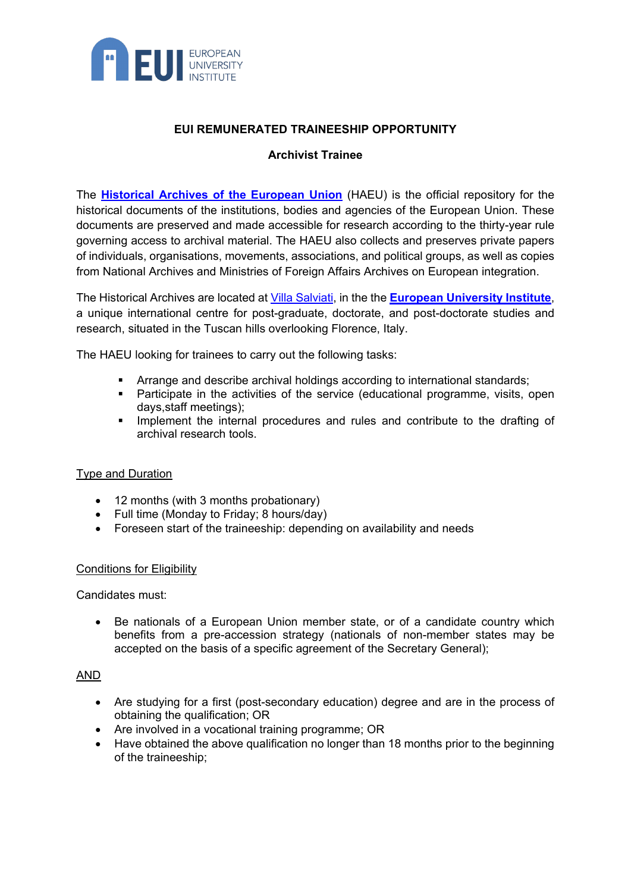**EUI REMUNERATED TRAINEESHIP OPPORTUNITY**

**Archivist Trainee**

The **Historical Archives of the European Union** (HAEU) is the official repository for the historical documents of the institutions, bodies and agencies of the European Union. These documents are preserved and made accessible for research according to the thirty-year rule governing access to archival material. The HAEU also collects and preserves private papers of individuals, organisations, movements, associations, and political groups, as well as copies from National Archives and Ministries of Foreign Affairs Archives on European integration.

The Historical Archives are located at Villa Salviati, in the the **European University Institute**, a unique international centre for post-graduate, doctorate, and post-doctorate studies and research, situated in the Tuscan hills overlooking Florence, Italy.

The HAEU looking for trainees to carry out the following tasks:

- Arrange and describe archival holdings according to international standards;
- Participate in the activities of the service (educational programme, visits, open days,staff meetings);
- Implement the internal procedures and rules and contribute to the drafting of archival research tools.

Type and Duration

- 12 months (with 3 months probationary)
- Full time (Monday to Friday; 8 hours/day)
- Foreseen start of the traineeship: depending on availability and needs

Conditions for Eligibility

Candidates must:

- Be nationals of a European Union member state, or of a candidate country which benefits from a pre-accession strategy (nationals of non-member states may be accepted on the basis of a specific agreement of the Secretary General);

AND

- Are studying for a first (post-secondary education) degree and are in the process of obtaining the qualification; OR
- Are involved in a vocational training programme; OR
- Have obtained the above qualification no longer than 18 months prior to the beginning of the traineeship;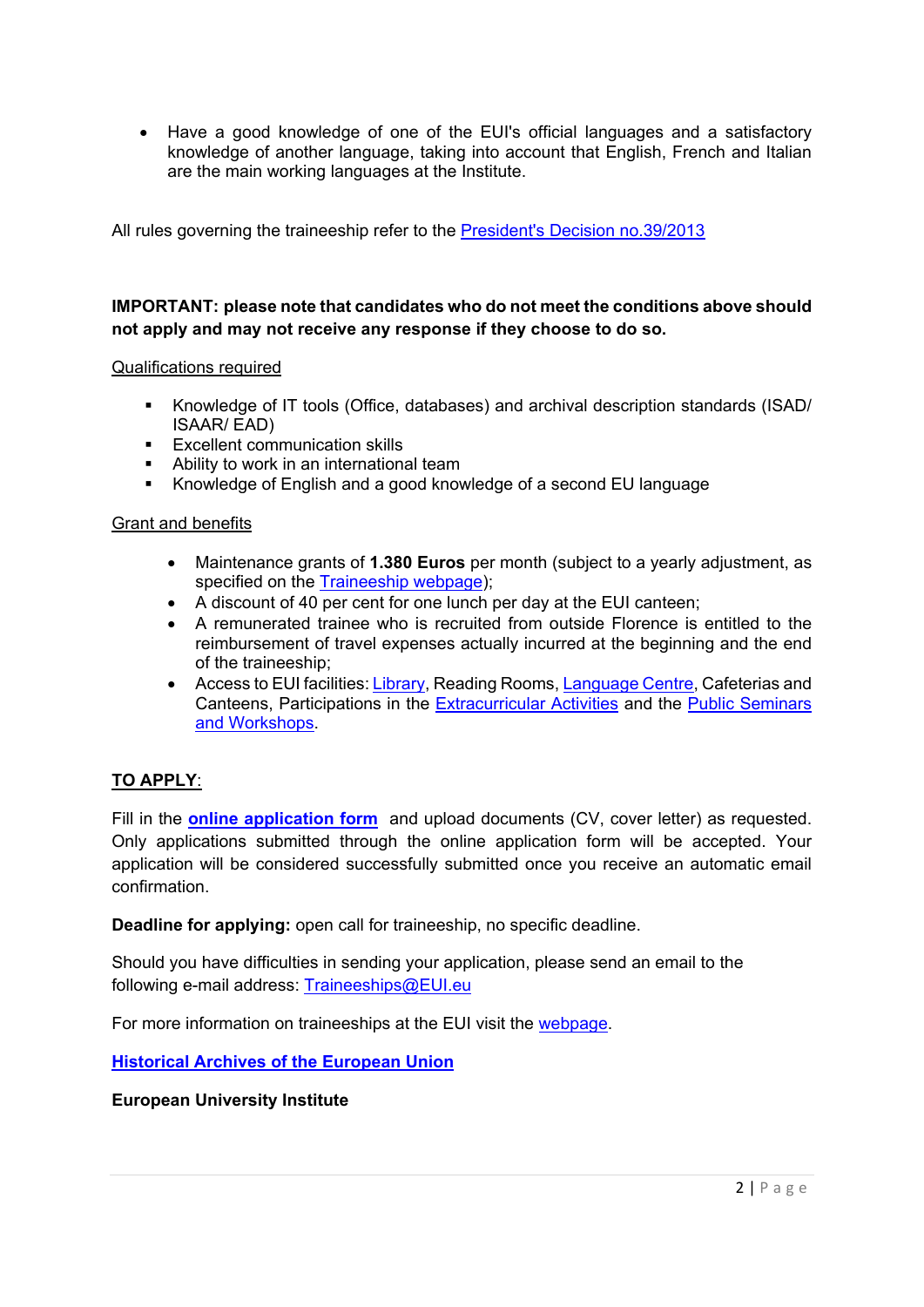- Have a good knowledge of one of the EUI's official languages and a satisfactory knowledge of another language, taking into account that English, French and Italian are the main working languages at the Institute.

All rules governing the traineeship refer to the [President's Decision no.39/2013]

**IMPORTANT: please note that candidates who do not meet the conditions above should not apply and may not receive any response if they choose to do so.**

Qualifications required

- Knowledge of IT tools (Office, databases) and archival description standards (ISAD/ ISAAR/ EAD)
- Excellent communication skills
- Ability to work in an international team
- Knowledge of English and a good knowledge of a second EU language

Grant and benefits

- Maintenance grants of **1.380 Euros** per month (subject to a yearly adjustment, as specified on the [Traineeship webpage]);
- A discount of 40 per cent for one lunch per day at the EUI canteen;
- A remunerated trainee who is recruited from outside Florence is entitled to the reimbursement of travel expenses actually incurred at the beginning and the end of the traineeship;
- Access to EUI facilities: [Library], Reading Rooms, [Language Centre], Cafeterias and Canteens, Participations in the [Extracurricular Activities] and the [Public Seminars and Workshops].

**TO APPLY**:

Fill in the **[online application form]** and upload documents (CV, cover letter) as requested. Only applications submitted through the online application form will be accepted. Your application will be considered successfully submitted once you receive an automatic email confirmation.

**Deadline for applying:** open call for traineeship, no specific deadline.

Should you have difficulties in sending your application, please send an email to the following e-mail address: Traineeships@EUI.eu

For more information on traineeships at the EUI visit the [webpage].

**[Historical Archives of the European Union]**

**European University Institute**